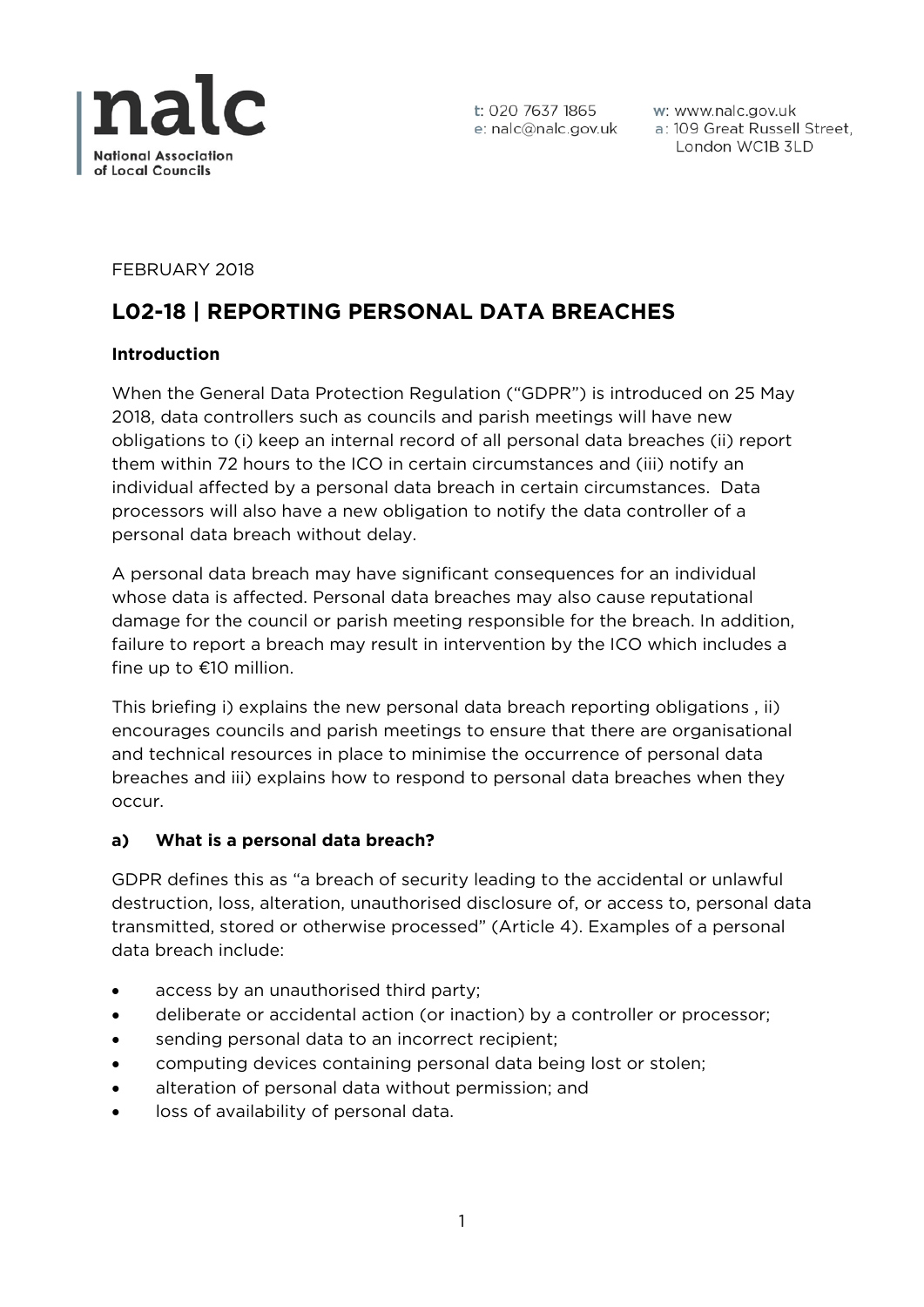nalc
National Association of Local Councils

t: 020 7637 1865
e: nalc@nalc.gov.uk
w: www.nalc.gov.uk
a: 109 Great Russell Street, London WC1B 3LD

FEBRUARY 2018

# L02-18 | REPORTING PERSONAL DATA BREACHES

**Introduction**

When the General Data Protection Regulation ("GDPR") is introduced on 25 May 2018, data controllers such as councils and parish meetings will have new obligations to (i) keep an internal record of all personal data breaches (ii) report them within 72 hours to the ICO in certain circumstances and (iii) notify an individual affected by a personal data breach in certain circumstances. Data processors will also have a new obligation to notify the data controller of a personal data breach without delay.

A personal data breach may have significant consequences for an individual whose data is affected. Personal data breaches may also cause reputational damage for the council or parish meeting responsible for the breach. In addition, failure to report a breach may result in intervention by the ICO which includes a fine up to €10 million.

This briefing i) explains the new personal data breach reporting obligations , ii) encourages councils and parish meetings to ensure that there are organisational and technical resources in place to minimise the occurrence of personal data breaches and iii) explains how to respond to personal data breaches when they occur.

**a) What is a personal data breach?**

GDPR defines this as "a breach of security leading to the accidental or unlawful destruction, loss, alteration, unauthorised disclosure of, or access to, personal data transmitted, stored or otherwise processed" (Article 4). Examples of a personal data breach include:

- access by an unauthorised third party;
- deliberate or accidental action (or inaction) by a controller or processor;
- sending personal data to an incorrect recipient;
- computing devices containing personal data being lost or stolen;
- alteration of personal data without permission; and
- loss of availability of personal data.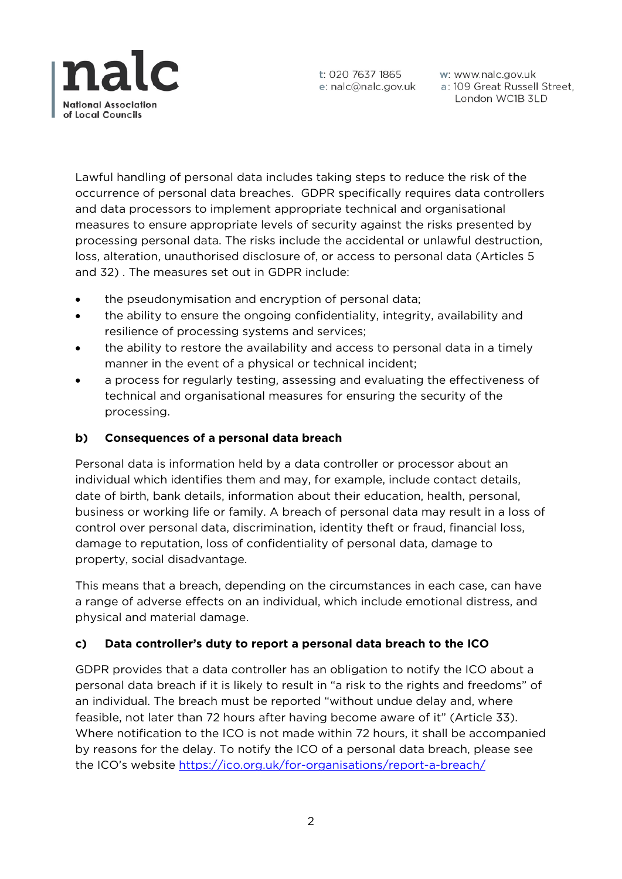Lawful handling of personal data includes taking steps to reduce the risk of the occurrence of personal data breaches. GDPR specifically requires data controllers and data processors to implement appropriate technical and organisational measures to ensure appropriate levels of security against the risks presented by processing personal data. The risks include the accidental or unlawful destruction, loss, alteration, unauthorised disclosure of, or access to personal data (Articles 5 and 32) . The measures set out in GDPR include:

- the pseudonymisation and encryption of personal data;
- the ability to ensure the ongoing confidentiality, integrity, availability and resilience of processing systems and services;
- the ability to restore the availability and access to personal data in a timely manner in the event of a physical or technical incident;
- a process for regularly testing, assessing and evaluating the effectiveness of technical and organisational measures for ensuring the security of the processing.

**b) Consequences of a personal data breach**

Personal data is information held by a data controller or processor about an individual which identifies them and may, for example, include contact details, date of birth, bank details, information about their education, health, personal, business or working life or family. A breach of personal data may result in a loss of control over personal data, discrimination, identity theft or fraud, financial loss, damage to reputation, loss of confidentiality of personal data, damage to property, social disadvantage.

This means that a breach, depending on the circumstances in each case, can have a range of adverse effects on an individual, which include emotional distress, and physical and material damage.

**c) Data controller's duty to report a personal data breach to the ICO**

GDPR provides that a data controller has an obligation to notify the ICO about a personal data breach if it is likely to result in "a risk to the rights and freedoms" of an individual. The breach must be reported "without undue delay and, where feasible, not later than 72 hours after having become aware of it" (Article 33). Where notification to the ICO is not made within 72 hours, it shall be accompanied by reasons for the delay. To notify the ICO of a personal data breach, please see the ICO's website https://ico.org.uk/for-organisations/report-a-breach/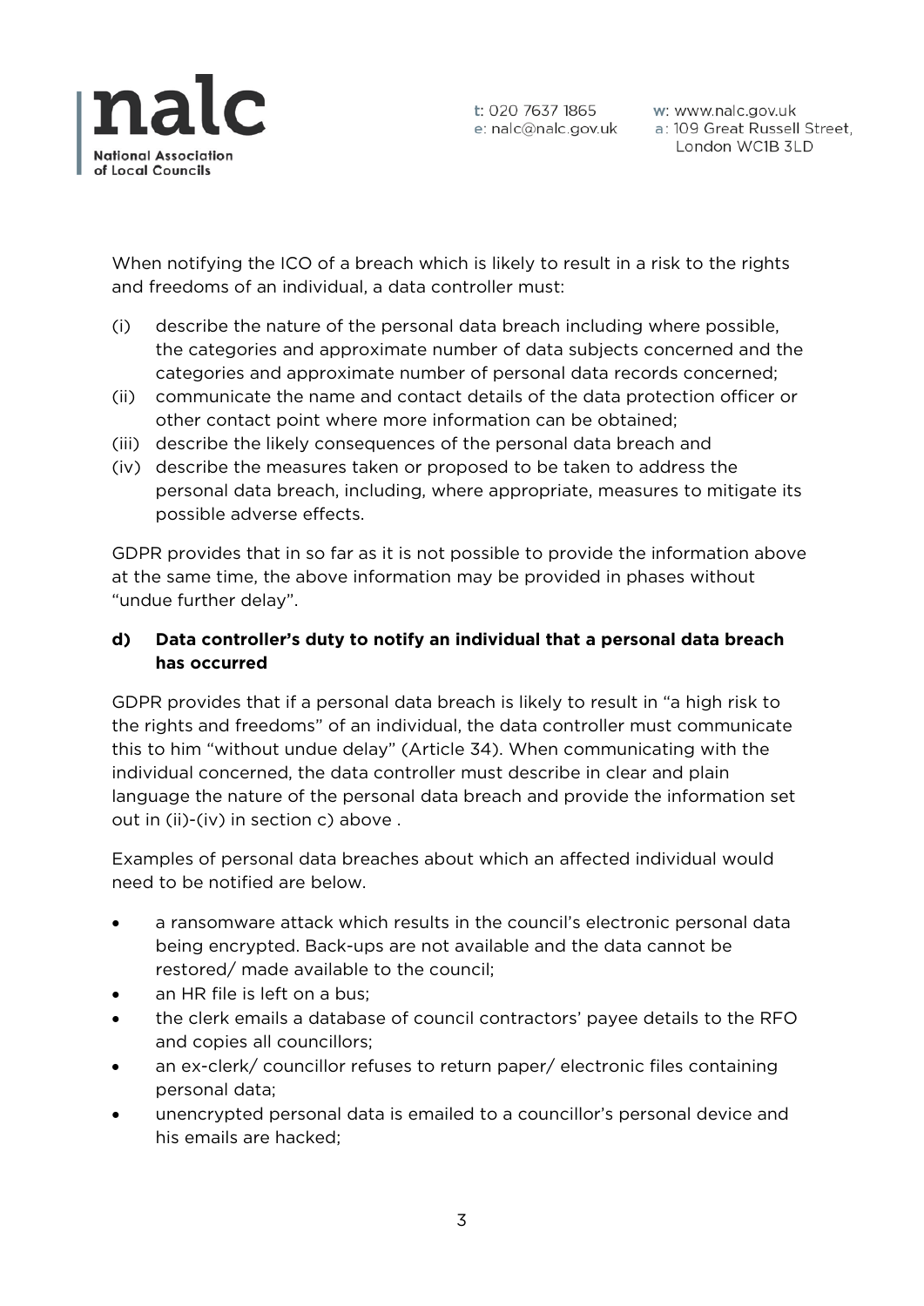When notifying the ICO of a breach which is likely to result in a risk to the rights and freedoms of an individual, a data controller must:

(i) describe the nature of the personal data breach including where possible, the categories and approximate number of data subjects concerned and the categories and approximate number of personal data records concerned;
(ii) communicate the name and contact details of the data protection officer or other contact point where more information can be obtained;
(iii) describe the likely consequences of the personal data breach and
(iv) describe the measures taken or proposed to be taken to address the personal data breach, including, where appropriate, measures to mitigate its possible adverse effects.

GDPR provides that in so far as it is not possible to provide the information above at the same time, the above information may be provided in phases without "undue further delay".

### d) Data controller's duty to notify an individual that a personal data breach has occurred

GDPR provides that if a personal data breach is likely to result in "a high risk to the rights and freedoms" of an individual, the data controller must communicate this to him "without undue delay" (Article 34). When communicating with the individual concerned, the data controller must describe in clear and plain language the nature of the personal data breach and provide the information set out in (ii)-(iv) in section c) above .

Examples of personal data breaches about which an affected individual would need to be notified are below.

- a ransomware attack which results in the council's electronic personal data being encrypted. Back-ups are not available and the data cannot be restored/ made available to the council;
- an HR file is left on a bus;
- the clerk emails a database of council contractors' payee details to the RFO and copies all councillors;
- an ex-clerk/ councillor refuses to return paper/ electronic files containing personal data;
- unencrypted personal data is emailed to a councillor's personal device and his emails are hacked;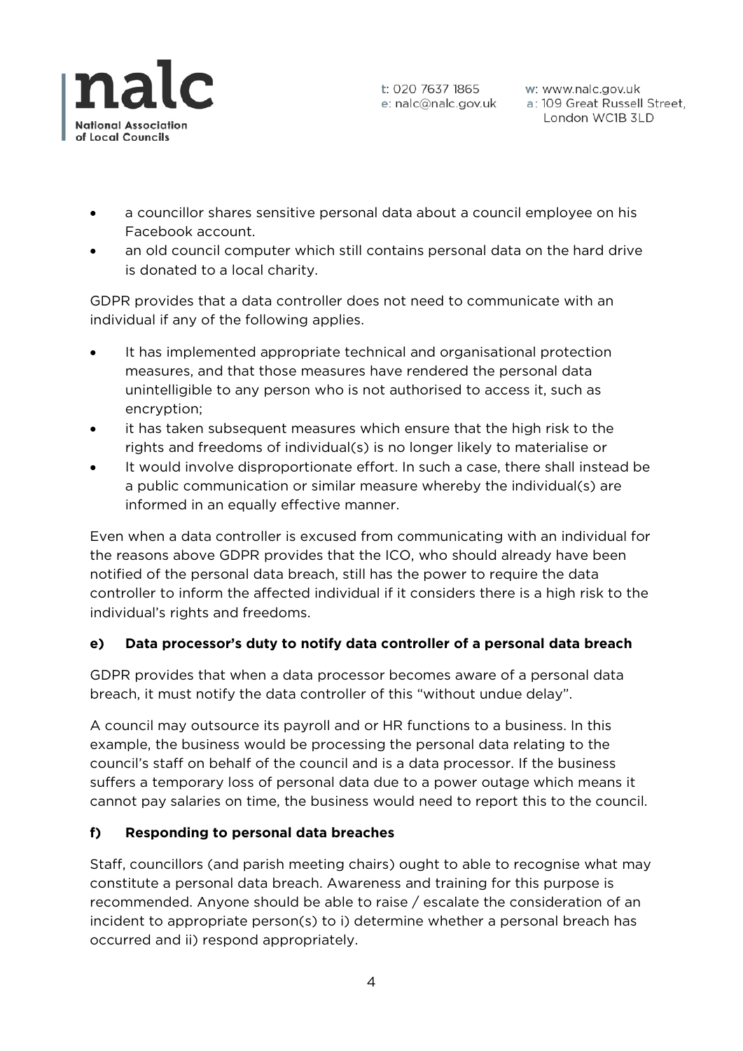- a councillor shares sensitive personal data about a council employee on his Facebook account.
- an old council computer which still contains personal data on the hard drive is donated to a local charity.

GDPR provides that a data controller does not need to communicate with an individual if any of the following applies.

- It has implemented appropriate technical and organisational protection measures, and that those measures have rendered the personal data unintelligible to any person who is not authorised to access it, such as encryption;
- it has taken subsequent measures which ensure that the high risk to the rights and freedoms of individual(s) is no longer likely to materialise or
- It would involve disproportionate effort. In such a case, there shall instead be a public communication or similar measure whereby the individual(s) are informed in an equally effective manner.

Even when a data controller is excused from communicating with an individual for the reasons above GDPR provides that the ICO, who should already have been notified of the personal data breach, still has the power to require the data controller to inform the affected individual if it considers there is a high risk to the individual's rights and freedoms.

**e) Data processor's duty to notify data controller of a personal data breach**

GDPR provides that when a data processor becomes aware of a personal data breach, it must notify the data controller of this "without undue delay".

A council may outsource its payroll and or HR functions to a business. In this example, the business would be processing the personal data relating to the council's staff on behalf of the council and is a data processor. If the business suffers a temporary loss of personal data due to a power outage which means it cannot pay salaries on time, the business would need to report this to the council.

**f) Responding to personal data breaches**

Staff, councillors (and parish meeting chairs) ought to able to recognise what may constitute a personal data breach. Awareness and training for this purpose is recommended. Anyone should be able to raise / escalate the consideration of an incident to appropriate person(s) to i) determine whether a personal breach has occurred and ii) respond appropriately.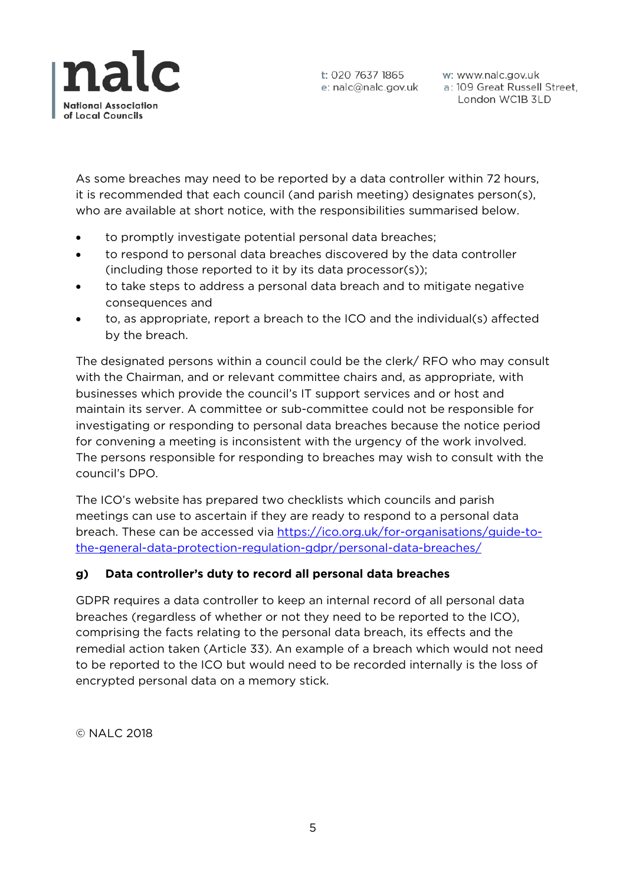As some breaches may need to be reported by a data controller within 72 hours, it is recommended that each council (and parish meeting) designates person(s), who are available at short notice, with the responsibilities summarised below.

- to promptly investigate potential personal data breaches;
- to respond to personal data breaches discovered by the data controller (including those reported to it by its data processor(s));
- to take steps to address a personal data breach and to mitigate negative consequences and
- to, as appropriate, report a breach to the ICO and the individual(s) affected by the breach.

The designated persons within a council could be the clerk/ RFO who may consult with the Chairman, and or relevant committee chairs and, as appropriate, with businesses which provide the council's IT support services and or host and maintain its server. A committee or sub-committee could not be responsible for investigating or responding to personal data breaches because the notice period for convening a meeting is inconsistent with the urgency of the work involved. The persons responsible for responding to breaches may wish to consult with the council's DPO.

The ICO's website has prepared two checklists which councils and parish meetings can use to ascertain if they are ready to respond to a personal data breach. These can be accessed via https://ico.org.uk/for-organisations/guide-to-the-general-data-protection-regulation-gdpr/personal-data-breaches/

### g) Data controller's duty to record all personal data breaches

GDPR requires a data controller to keep an internal record of all personal data breaches (regardless of whether or not they need to be reported to the ICO), comprising the facts relating to the personal data breach, its effects and the remedial action taken (Article 33). An example of a breach which would not need to be reported to the ICO but would need to be recorded internally is the loss of encrypted personal data on a memory stick.

© NALC 2018